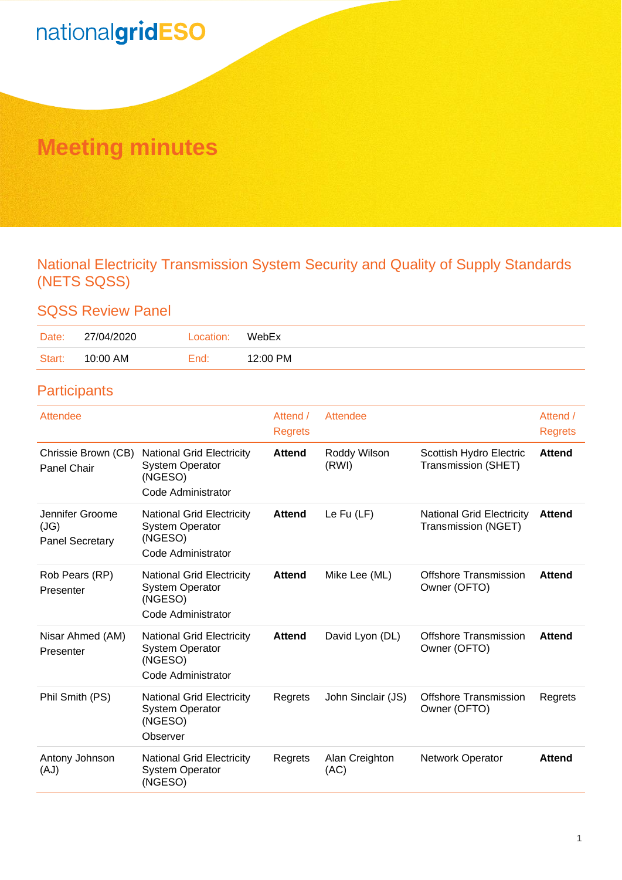nationalgridESO

# Meeting minutes

## National Electricity Transmission System Security and Quality of Supply Standards (NETS SQSS)

### SQSS Review Panel

| Date: | 27/04/2020 | Location: | WebEx |
|---|---|---|---|
| Start: | 10:00 AM | End: | 12:00 PM |

### Participants

| Attendee | | Attend / Regrets | Attendee | | Attend / Regrets |
|---|---|---|---|---|---|
| Chrissie Brown (CB) Panel Chair | National Grid Electricity System Operator (NGESO) Code Administrator | **Attend** | Roddy Wilson (RWI) | Scottish Hydro Electric Transmission (SHET) | **Attend** |
| Jennifer Groome (JG) Panel Secretary | National Grid Electricity System Operator (NGESO) Code Administrator | **Attend** | Le Fu (LF) | National Grid Electricity Transmission (NGET) | **Attend** |
| Rob Pears (RP) Presenter | National Grid Electricity System Operator (NGESO) Code Administrator | **Attend** | Mike Lee (ML) | Offshore Transmission Owner (OFTO) | **Attend** |
| Nisar Ahmed (AM) Presenter | National Grid Electricity System Operator (NGESO) Code Administrator | **Attend** | David Lyon (DL) | Offshore Transmission Owner (OFTO) | **Attend** |
| Phil Smith (PS) | National Grid Electricity System Operator (NGESO) Observer | Regrets | John Sinclair (JS) | Offshore Transmission Owner (OFTO) | Regrets |
| Antony Johnson (AJ) | National Grid Electricity System Operator (NGESO) | Regrets | Alan Creighton (AC) | Network Operator | **Attend** |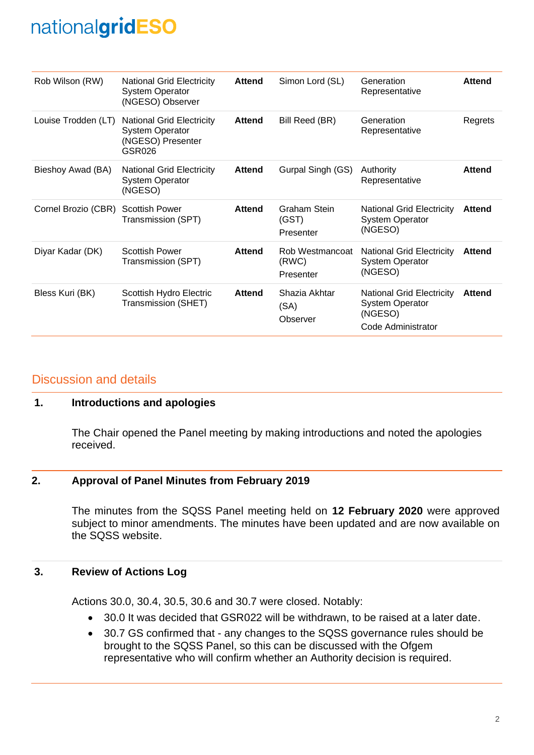| Rob Wilson (RW) | National Grid Electricity System Operator (NGESO) Observer | **Attend** | Simon Lord (SL) | Generation Representative | **Attend** |
|---|---|---|---|---|---|
| Louise Trodden (LT) | National Grid Electricity System Operator (NGESO) Presenter GSR026 | **Attend** | Bill Reed (BR) | Generation Representative | Regrets |
| Bieshoy Awad (BA) | National Grid Electricity System Operator (NGESO) | **Attend** | Gurpal Singh (GS) | Authority Representative | **Attend** |
| Cornel Brozio (CBR) | Scottish Power Transmission (SPT) | **Attend** | Graham Stein (GST) Presenter | National Grid Electricity System Operator (NGESO) | **Attend** |
| Diyar Kadar (DK) | Scottish Power Transmission (SPT) | **Attend** | Rob Westmancoat (RWC) Presenter | National Grid Electricity System Operator (NGESO) | **Attend** |
| Bless Kuri (BK) | Scottish Hydro Electric Transmission (SHET) | **Attend** | Shazia Akhtar (SA) Observer | National Grid Electricity System Operator (NGESO) Code Administrator | **Attend** |

## Discussion and details

### 1. Introductions and apologies

The Chair opened the Panel meeting by making introductions and noted the apologies received.

### 2. Approval of Panel Minutes from February 2019

The minutes from the SQSS Panel meeting held on **12 February 2020** were approved subject to minor amendments. The minutes have been updated and are now available on the SQSS website.

### 3. Review of Actions Log

Actions 30.0, 30.4, 30.5, 30.6 and 30.7 were closed. Notably:

- 30.0 It was decided that GSR022 will be withdrawn, to be raised at a later date.
- 30.7 GS confirmed that - any changes to the SQSS governance rules should be brought to the SQSS Panel, so this can be discussed with the Ofgem representative who will confirm whether an Authority decision is required.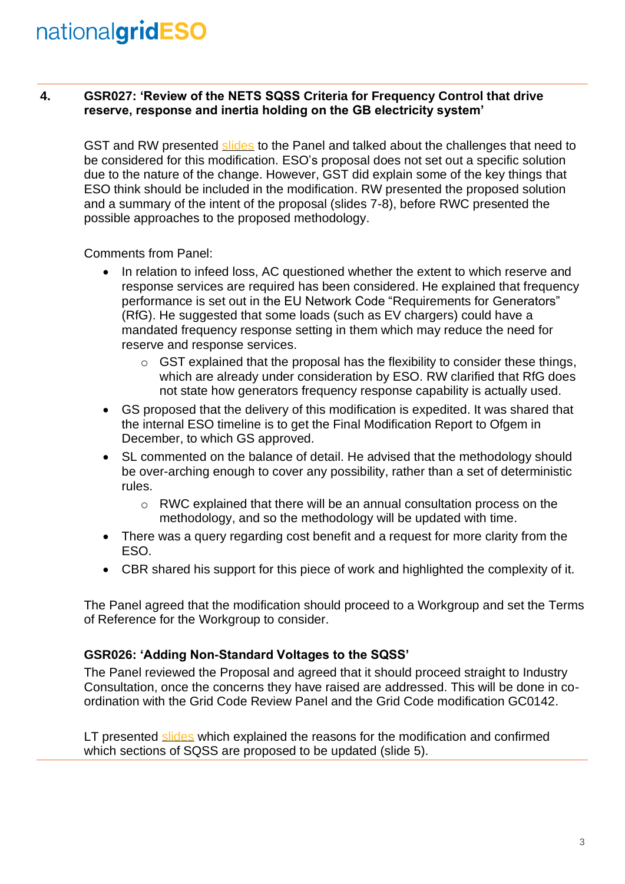## 4. GSR027: 'Review of the NETS SQSS Criteria for Frequency Control that drive reserve, response and inertia holding on the GB electricity system'

GST and RW presented slides to the Panel and talked about the challenges that need to be considered for this modification. ESO's proposal does not set out a specific solution due to the nature of the change. However, GST did explain some of the key things that ESO think should be included in the modification. RW presented the proposed solution and a summary of the intent of the proposal (slides 7-8), before RWC presented the possible approaches to the proposed methodology.

Comments from Panel:

- In relation to infeed loss, AC questioned whether the extent to which reserve and response services are required has been considered. He explained that frequency performance is set out in the EU Network Code "Requirements for Generators" (RfG). He suggested that some loads (such as EV chargers) could have a mandated frequency response setting in them which may reduce the need for reserve and response services.
    - GST explained that the proposal has the flexibility to consider these things, which are already under consideration by ESO. RW clarified that RfG does not state how generators frequency response capability is actually used.
- GS proposed that the delivery of this modification is expedited. It was shared that the internal ESO timeline is to get the Final Modification Report to Ofgem in December, to which GS approved.
- SL commented on the balance of detail. He advised that the methodology should be over-arching enough to cover any possibility, rather than a set of deterministic rules.
    - RWC explained that there will be an annual consultation process on the methodology, and so the methodology will be updated with time.
- There was a query regarding cost benefit and a request for more clarity from the ESO.
- CBR shared his support for this piece of work and highlighted the complexity of it.

The Panel agreed that the modification should proceed to a Workgroup and set the Terms of Reference for the Workgroup to consider.

### GSR026: 'Adding Non-Standard Voltages to the SQSS'

The Panel reviewed the Proposal and agreed that it should proceed straight to Industry Consultation, once the concerns they have raised are addressed. This will be done in co-ordination with the Grid Code Review Panel and the Grid Code modification GC0142.

LT presented slides which explained the reasons for the modification and confirmed which sections of SQSS are proposed to be updated (slide 5).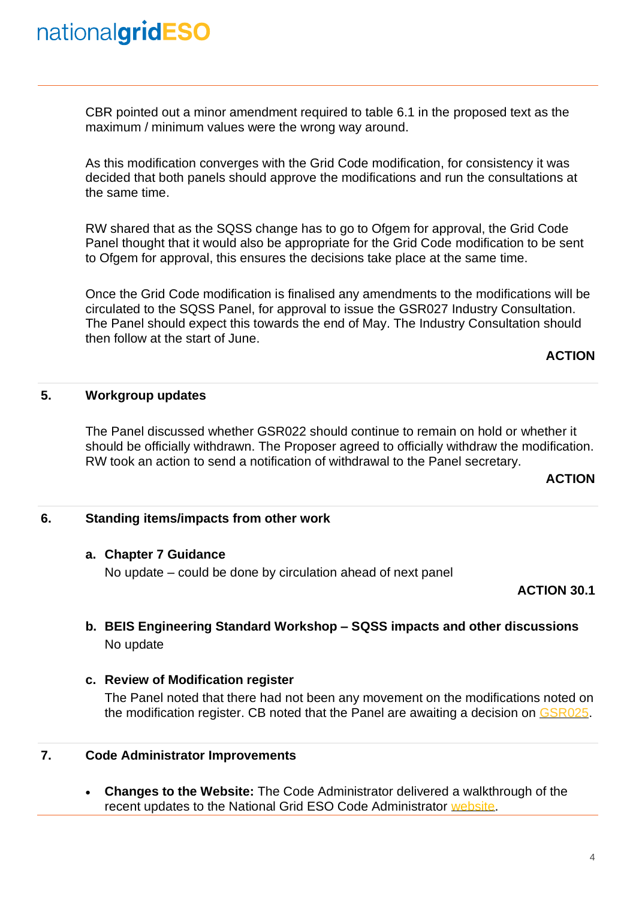CBR pointed out a minor amendment required to table 6.1 in the proposed text as the maximum / minimum values were the wrong way around.

As this modification converges with the Grid Code modification, for consistency it was decided that both panels should approve the modifications and run the consultations at the same time.

RW shared that as the SQSS change has to go to Ofgem for approval, the Grid Code Panel thought that it would also be appropriate for the Grid Code modification to be sent to Ofgem for approval, this ensures the decisions take place at the same time.

Once the Grid Code modification is finalised any amendments to the modifications will be circulated to the SQSS Panel, for approval to issue the GSR027 Industry Consultation. The Panel should expect this towards the end of May. The Industry Consultation should then follow at the start of June.

**ACTION**

## 5. Workgroup updates

The Panel discussed whether GSR022 should continue to remain on hold or whether it should be officially withdrawn. The Proposer agreed to officially withdraw the modification. RW took an action to send a notification of withdrawal to the Panel secretary.

**ACTION**

## 6. Standing items/impacts from other work

### a. Chapter 7 Guidance

No update – could be done by circulation ahead of next panel

**ACTION 30.1**

### b. BEIS Engineering Standard Workshop – SQSS impacts and other discussions

No update

### c. Review of Modification register

The Panel noted that there had not been any movement on the modifications noted on the modification register. CB noted that the Panel are awaiting a decision on GSR025.

## 7. Code Administrator Improvements

- **Changes to the Website:** The Code Administrator delivered a walkthrough of the recent updates to the National Grid ESO Code Administrator website.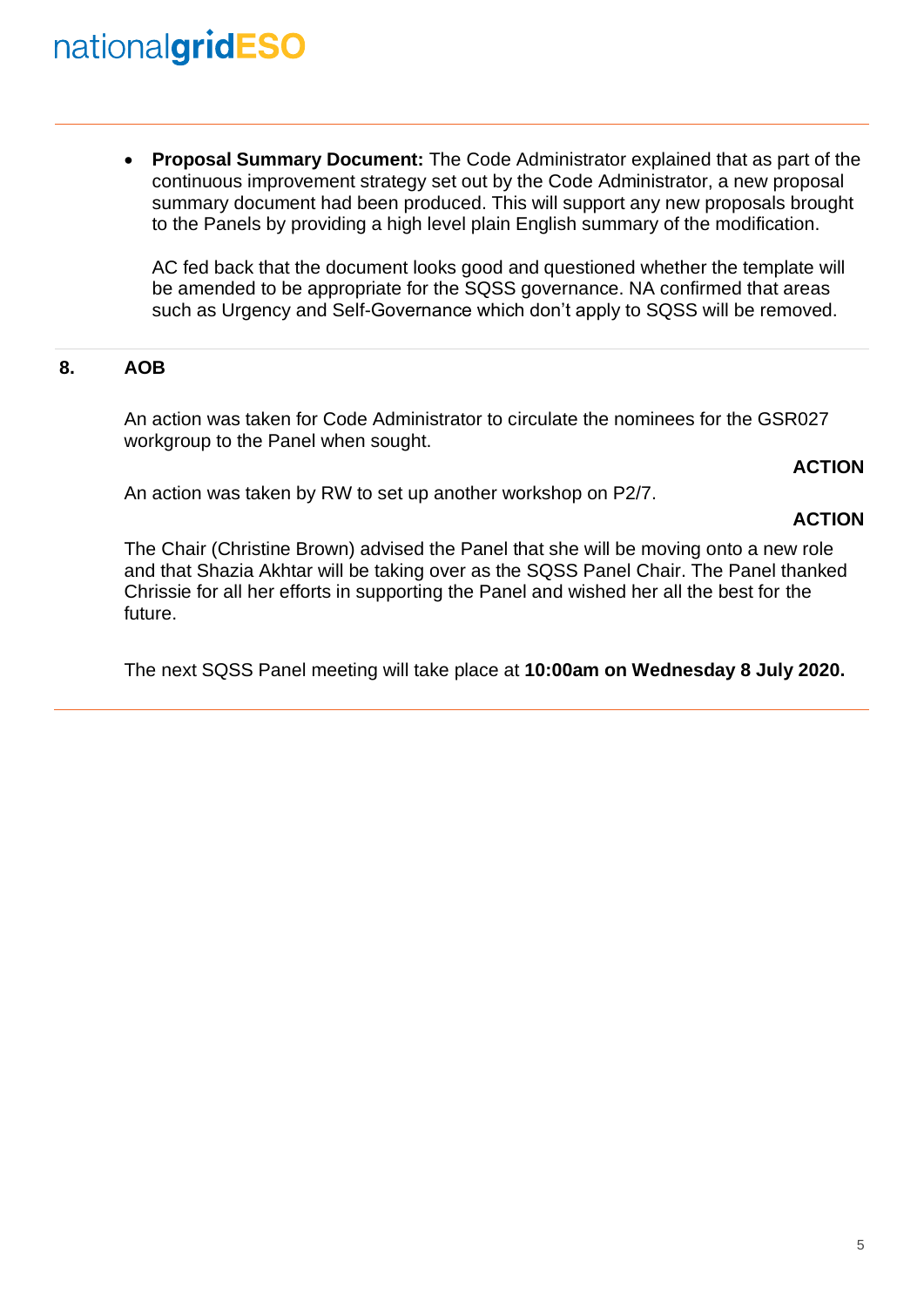- **Proposal Summary Document:** The Code Administrator explained that as part of the continuous improvement strategy set out by the Code Administrator, a new proposal summary document had been produced. This will support any new proposals brought to the Panels by providing a high level plain English summary of the modification.

  AC fed back that the document looks good and questioned whether the template will be amended to be appropriate for the SQSS governance. NA confirmed that areas such as Urgency and Self-Governance which don't apply to SQSS will be removed.

## 8. AOB

An action was taken for Code Administrator to circulate the nominees for the GSR027 workgroup to the Panel when sought.

**ACTION**

An action was taken by RW to set up another workshop on P2/7.

**ACTION**

The Chair (Christine Brown) advised the Panel that she will be moving onto a new role and that Shazia Akhtar will be taking over as the SQSS Panel Chair. The Panel thanked Chrissie for all her efforts in supporting the Panel and wished her all the best for the future.

The next SQSS Panel meeting will take place at **10:00am on Wednesday 8 July 2020.**